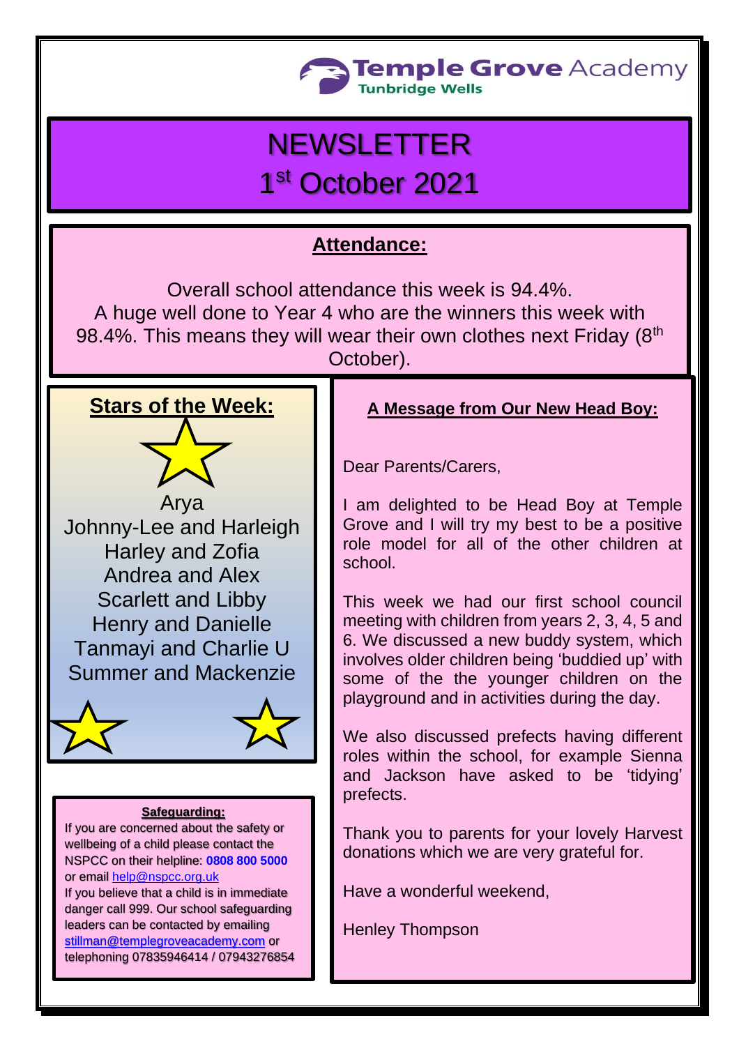Temple Grove Academy
Tunbridge Wells

# NEWSLETTER
# 1st October 2021

## Attendance:

Overall school attendance this week is 94.4%.
A huge well done to Year 4 who are the winners this week with 98.4%. This means they will wear their own clothes next Friday (8th October).

## Stars of the Week:

Arya
Johnny-Lee and Harleigh
Harley and Zofia
Andrea and Alex
Scarlett and Libby
Henry and Danielle
Tanmayi and Charlie U
Summer and Mackenzie

### Safeguarding:

If you are concerned about the safety or wellbeing of a child please contact the NSPCC on their helpline: **0808 800 5000** or email help@nspcc.org.uk
If you believe that a child is in immediate danger call 999. Our school safeguarding leaders can be contacted by emailing stillman@templegroveacademy.com or telephoning 07835946414 / 07943276854

## A Message from Our New Head Boy:

Dear Parents/Carers,

I am delighted to be Head Boy at Temple Grove and I will try my best to be a positive role model for all of the other children at school.

This week we had our first school council meeting with children from years 2, 3, 4, 5 and 6. We discussed a new buddy system, which involves older children being 'buddied up' with some of the the younger children on the playground and in activities during the day.

We also discussed prefects having different roles within the school, for example Sienna and Jackson have asked to be 'tidying' prefects.

Thank you to parents for your lovely Harvest donations which we are very grateful for.

Have a wonderful weekend,

Henley Thompson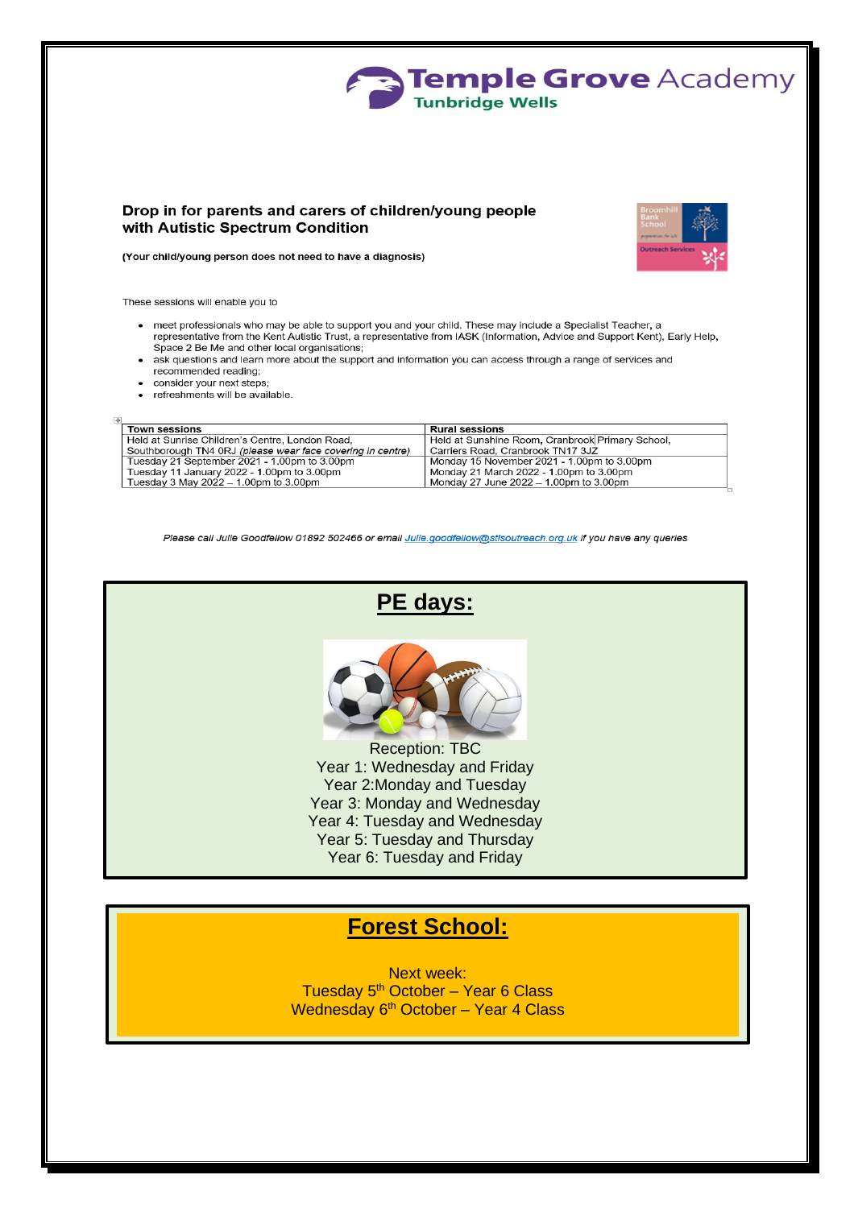**Temple Grove Academy**
**Tunbridge Wells**

**Drop in for parents and carers of children/young people with Autistic Spectrum Condition**

**(Your child/young person does not need to have a diagnosis)**

These sessions will enable you to

- meet professionals who may be able to support you and your child. These may include a Specialist Teacher, a representative from the Kent Autistic Trust, a representative from IASK (Information, Advice and Support Kent), Early Help, Space 2 Be Me and other local organisations;
- ask questions and learn more about the support and information you can access through a range of services and recommended reading;
- consider your next steps;
- refreshments will be available.

| Town sessions | Rural sessions |
|---|---|
| Held at Sunrise Children's Centre, London Road, Southborough TN4 0RJ *(please wear face covering in centre)* | Held at Sunshine Room, Cranbrook Primary School, Carriers Road, Cranbrook TN17 3JZ |
| Tuesday 21 September 2021 - 1.00pm to 3.00pm<br>Tuesday 11 January 2022 - 1.00pm to 3.00pm<br>Tuesday 3 May 2022 – 1.00pm to 3.00pm | Monday 15 November 2021 - 1.00pm to 3.00pm<br>Monday 21 March 2022 - 1.00pm to 3.00pm<br>Monday 27 June 2022 – 1.00pm to 3.00pm |

*Please call Julie Goodfellow 01892 502466 or email Julie.goodfellow@stlsoutreach.org.uk if you have any queries*

## PE days:

Reception: TBC
Year 1: Wednesday and Friday
Year 2:Monday and Tuesday
Year 3: Monday and Wednesday
Year 4: Tuesday and Wednesday
Year 5: Tuesday and Thursday
Year 6: Tuesday and Friday

## Forest School:

Next week:
Tuesday 5th October – Year 6 Class
Wednesday 6th October – Year 4 Class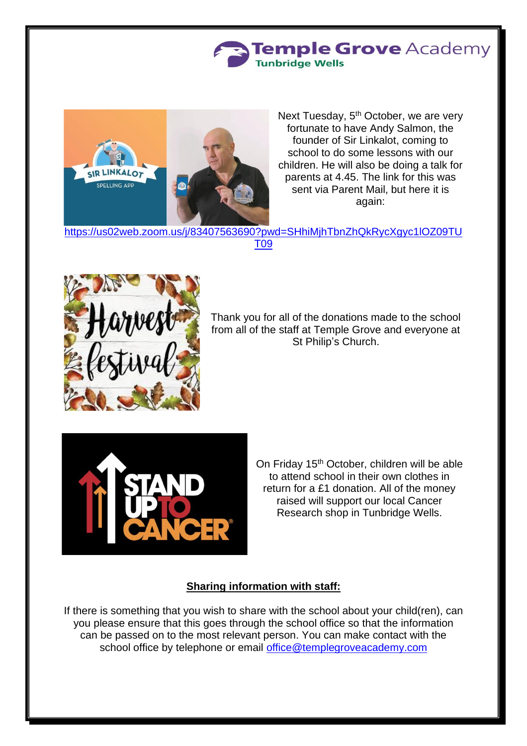Next Tuesday, 5th October, we are very fortunate to have Andy Salmon, the founder of Sir Linkalot, coming to school to do some lessons with our children. He will also be doing a talk for parents at 4.45. The link for this was sent via Parent Mail, but here it is again:

https://us02web.zoom.us/j/83407563690?pwd=SHhiMjhTbnZhQkRycXgyc1lOZ09TUT09

Thank you for all of the donations made to the school from all of the staff at Temple Grove and everyone at St Philip's Church.

On Friday 15th October, children will be able to attend school in their own clothes in return for a £1 donation. All of the money raised will support our local Cancer Research shop in Tunbridge Wells.

**Sharing information with staff:**

If there is something that you wish to share with the school about your child(ren), can you please ensure that this goes through the school office so that the information can be passed on to the most relevant person. You can make contact with the school office by telephone or email office@templegroveacademy.com